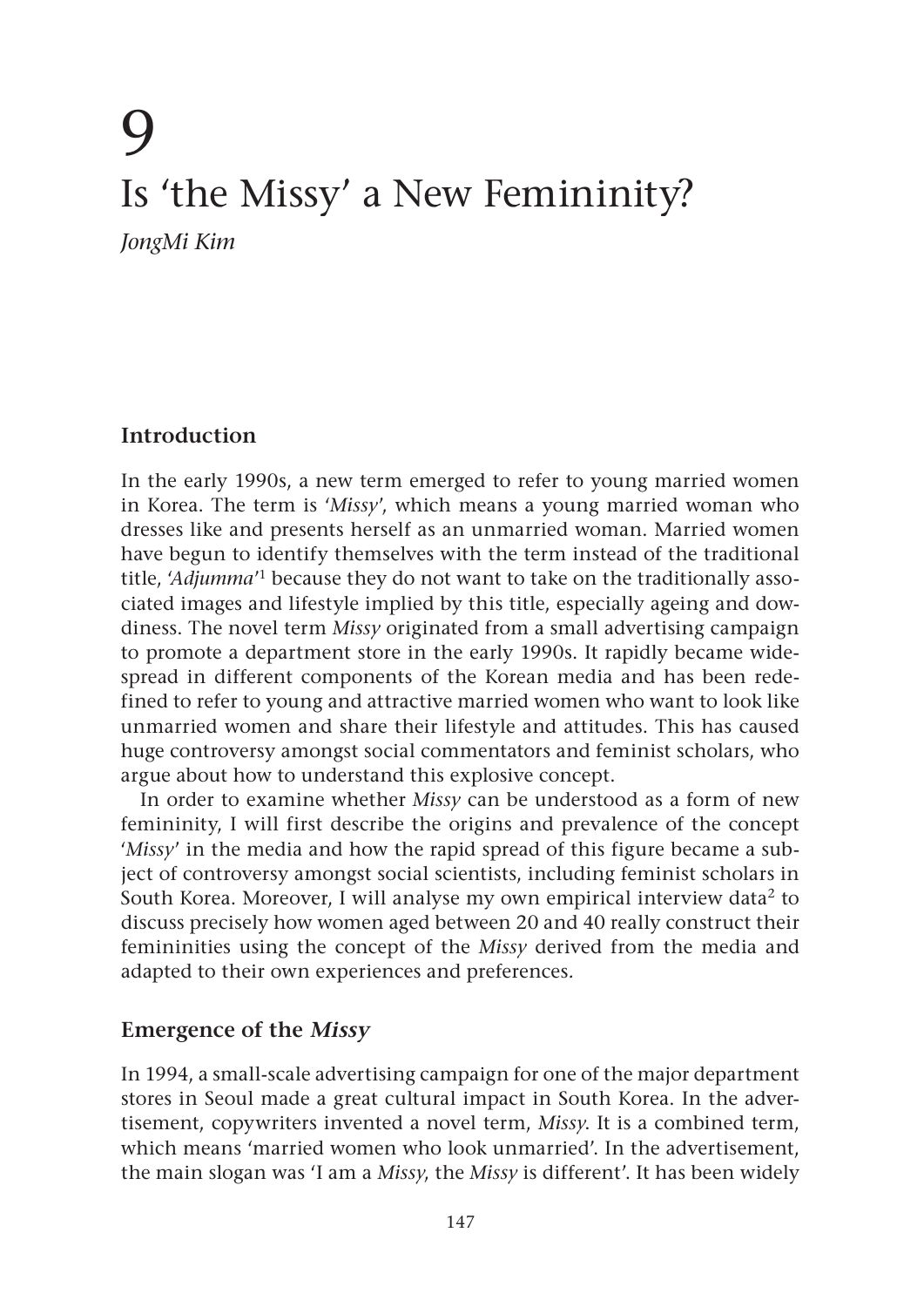# 9

# Is 'the Missy' a New Femininity?

*JongMi Kim*

## Introduction

In the early 1990s, a new term emerged to refer to young married women in Korea. The term is '*Missy*', which means a young married woman who dresses like and presents herself as an unmarried woman. Married women have begun to identify themselves with the term instead of the traditional title, '*Adjumma*'[1] because they do not want to take on the traditionally associated images and lifestyle implied by this title, especially ageing and dowdiness. The novel term *Missy* originated from a small advertising campaign to promote a department store in the early 1990s. It rapidly became widespread in different components of the Korean media and has been redefined to refer to young and attractive married women who want to look like unmarried women and share their lifestyle and attitudes. This has caused huge controversy amongst social commentators and feminist scholars, who argue about how to understand this explosive concept.

In order to examine whether *Missy* can be understood as a form of new femininity, I will first describe the origins and prevalence of the concept '*Missy*' in the media and how the rapid spread of this figure became a subject of controversy amongst social scientists, including feminist scholars in South Korea. Moreover, I will analyse my own empirical interview data[2] to discuss precisely how women aged between 20 and 40 really construct their femininities using the concept of the *Missy* derived from the media and adapted to their own experiences and preferences.

## Emergence of the *Missy*

In 1994, a small-scale advertising campaign for one of the major department stores in Seoul made a great cultural impact in South Korea. In the advertisement, copywriters invented a novel term, *Missy*. It is a combined term, which means 'married women who look unmarried'. In the advertisement, the main slogan was 'I am a *Missy*, the *Missy* is different'. It has been widely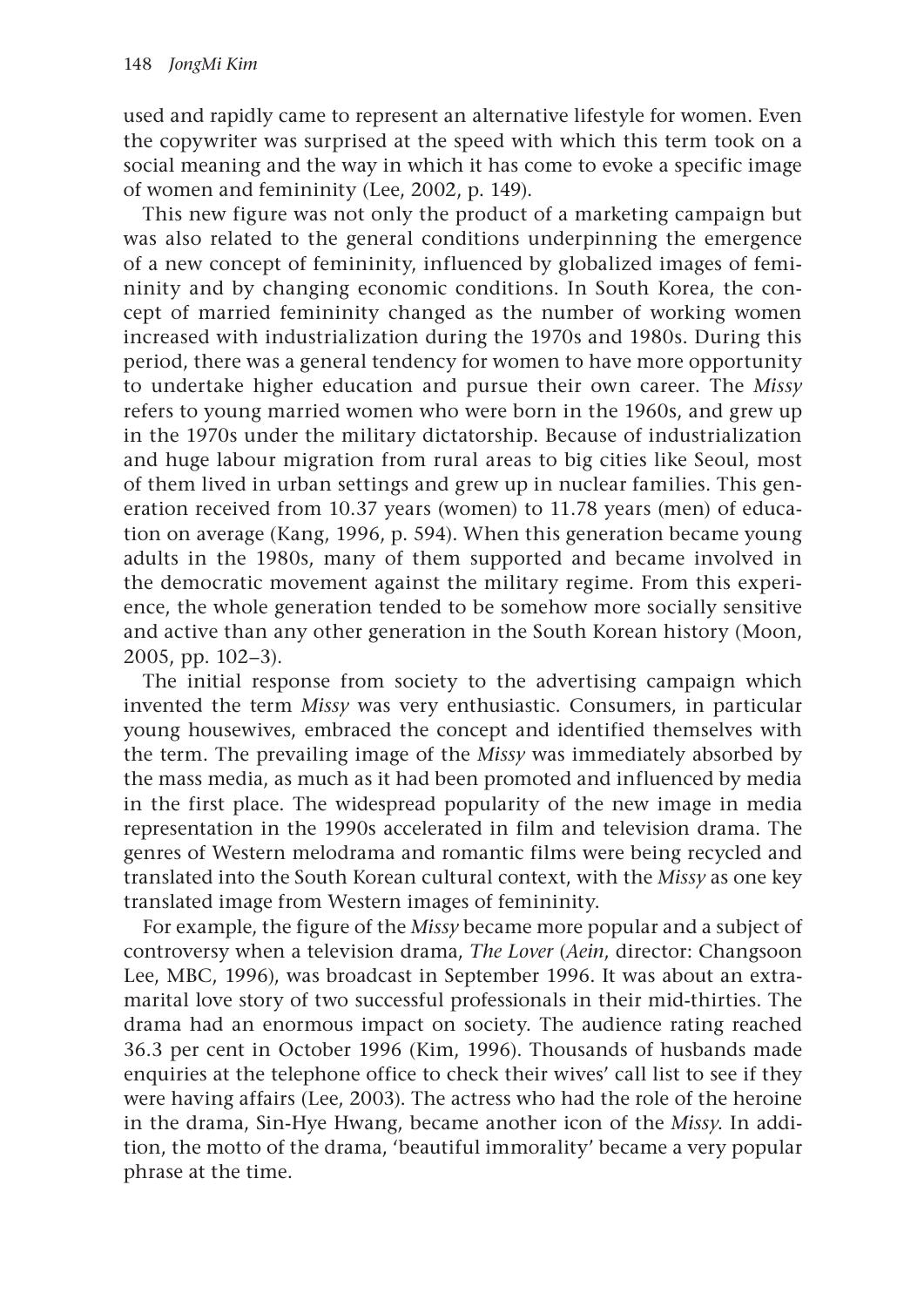used and rapidly came to represent an alternative lifestyle for women. Even the copywriter was surprised at the speed with which this term took on a social meaning and the way in which it has come to evoke a specific image of women and femininity (Lee, 2002, p. 149).

This new figure was not only the product of a marketing campaign but was also related to the general conditions underpinning the emergence of a new concept of femininity, influenced by globalized images of femininity and by changing economic conditions. In South Korea, the concept of married femininity changed as the number of working women increased with industrialization during the 1970s and 1980s. During this period, there was a general tendency for women to have more opportunity to undertake higher education and pursue their own career. The *Missy* refers to young married women who were born in the 1960s, and grew up in the 1970s under the military dictatorship. Because of industrialization and huge labour migration from rural areas to big cities like Seoul, most of them lived in urban settings and grew up in nuclear families. This generation received from 10.37 years (women) to 11.78 years (men) of education on average (Kang, 1996, p. 594). When this generation became young adults in the 1980s, many of them supported and became involved in the democratic movement against the military regime. From this experience, the whole generation tended to be somehow more socially sensitive and active than any other generation in the South Korean history (Moon, 2005, pp. 102–3).

The initial response from society to the advertising campaign which invented the term *Missy* was very enthusiastic. Consumers, in particular young housewives, embraced the concept and identified themselves with the term. The prevailing image of the *Missy* was immediately absorbed by the mass media, as much as it had been promoted and influenced by media in the first place. The widespread popularity of the new image in media representation in the 1990s accelerated in film and television drama. The genres of Western melodrama and romantic films were being recycled and translated into the South Korean cultural context, with the *Missy* as one key translated image from Western images of femininity.

For example, the figure of the *Missy* became more popular and a subject of controversy when a television drama, *The Lover* (*Aein*, director: Changsoon Lee, MBC, 1996), was broadcast in September 1996. It was about an extramarital love story of two successful professionals in their mid-thirties. The drama had an enormous impact on society. The audience rating reached 36.3 per cent in October 1996 (Kim, 1996). Thousands of husbands made enquiries at the telephone office to check their wives' call list to see if they were having affairs (Lee, 2003). The actress who had the role of the heroine in the drama, Sin-Hye Hwang, became another icon of the *Missy*. In addition, the motto of the drama, 'beautiful immorality' became a very popular phrase at the time.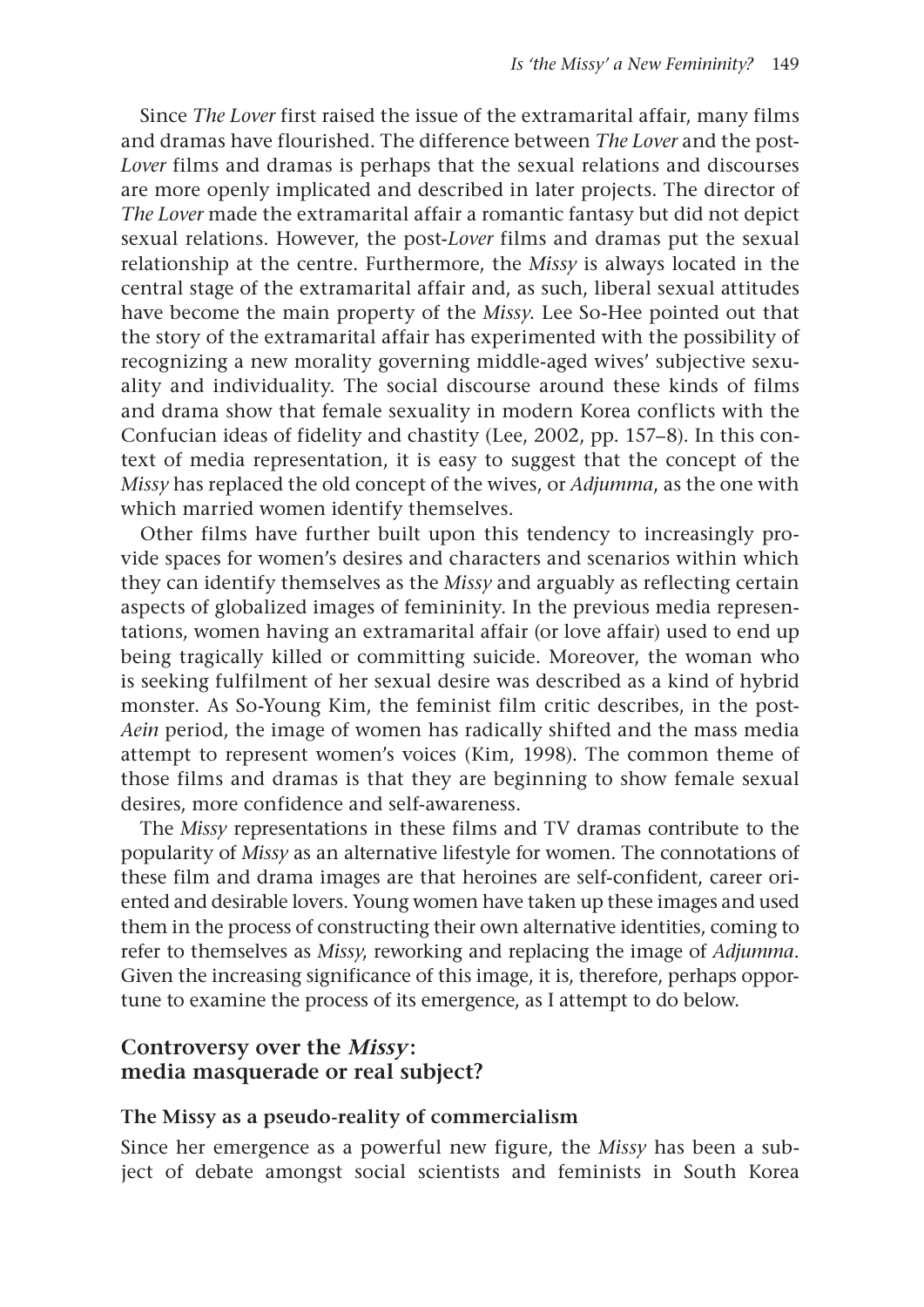Since *The Lover* first raised the issue of the extramarital affair, many films and dramas have flourished. The difference between *The Lover* and the post-*Lover* films and dramas is perhaps that the sexual relations and discourses are more openly implicated and described in later projects. The director of *The Lover* made the extramarital affair a romantic fantasy but did not depict sexual relations. However, the post-*Lover* films and dramas put the sexual relationship at the centre. Furthermore, the *Missy* is always located in the central stage of the extramarital affair and, as such, liberal sexual attitudes have become the main property of the *Missy*. Lee So-Hee pointed out that the story of the extramarital affair has experimented with the possibility of recognizing a new morality governing middle-aged wives' subjective sexuality and individuality. The social discourse around these kinds of films and drama show that female sexuality in modern Korea conflicts with the Confucian ideas of fidelity and chastity (Lee, 2002, pp. 157–8). In this context of media representation, it is easy to suggest that the concept of the *Missy* has replaced the old concept of the wives, or *Adjumma*, as the one with which married women identify themselves.

Other films have further built upon this tendency to increasingly provide spaces for women's desires and characters and scenarios within which they can identify themselves as the *Missy* and arguably as reflecting certain aspects of globalized images of femininity. In the previous media representations, women having an extramarital affair (or love affair) used to end up being tragically killed or committing suicide. Moreover, the woman who is seeking fulfilment of her sexual desire was described as a kind of hybrid monster. As So-Young Kim, the feminist film critic describes, in the post-*Aein* period, the image of women has radically shifted and the mass media attempt to represent women's voices (Kim, 1998). The common theme of those films and dramas is that they are beginning to show female sexual desires, more confidence and self-awareness.

The *Missy* representations in these films and TV dramas contribute to the popularity of *Missy* as an alternative lifestyle for women. The connotations of these film and drama images are that heroines are self-confident, career oriented and desirable lovers. Young women have taken up these images and used them in the process of constructing their own alternative identities, coming to refer to themselves as *Missy*, reworking and replacing the image of *Adjumma*. Given the increasing significance of this image, it is, therefore, perhaps opportune to examine the process of its emergence, as I attempt to do below.

## Controversy over the *Missy*: media masquerade or real subject?

### The Missy as a pseudo-reality of commercialism

Since her emergence as a powerful new figure, the *Missy* has been a subject of debate amongst social scientists and feminists in South Korea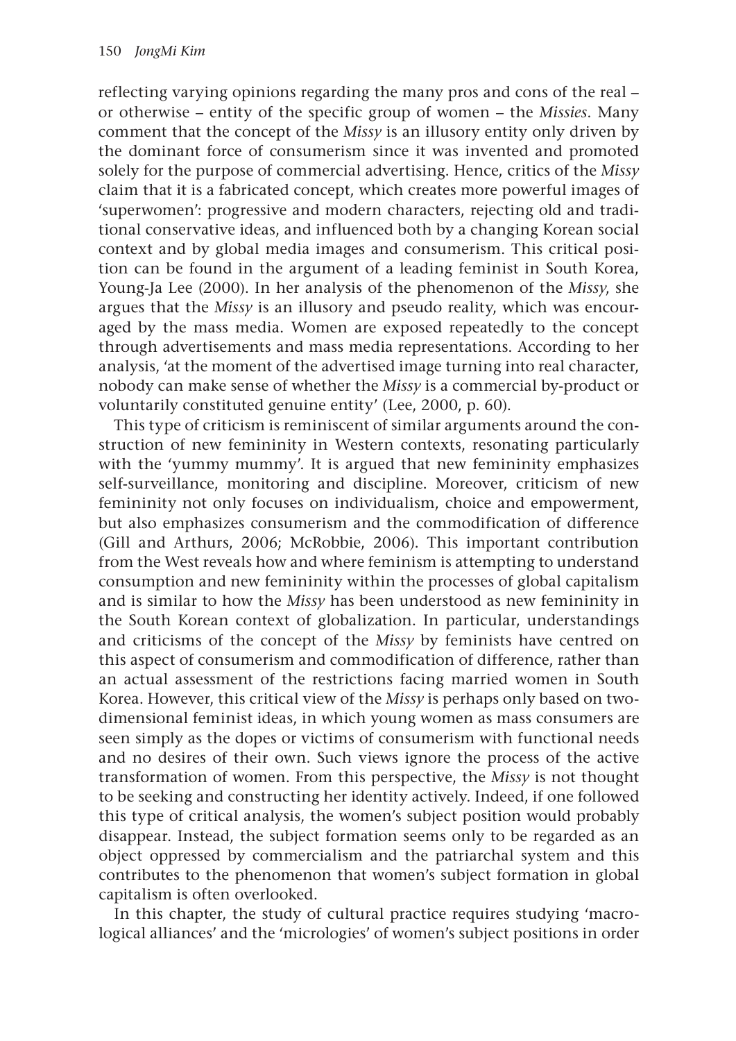reflecting varying opinions regarding the many pros and cons of the real – or otherwise – entity of the specific group of women – the *Missies*. Many comment that the concept of the *Missy* is an illusory entity only driven by the dominant force of consumerism since it was invented and promoted solely for the purpose of commercial advertising. Hence, critics of the *Missy* claim that it is a fabricated concept, which creates more powerful images of 'superwomen': progressive and modern characters, rejecting old and traditional conservative ideas, and influenced both by a changing Korean social context and by global media images and consumerism. This critical position can be found in the argument of a leading feminist in South Korea, Young-Ja Lee (2000). In her analysis of the phenomenon of the *Missy*, she argues that the *Missy* is an illusory and pseudo reality, which was encouraged by the mass media. Women are exposed repeatedly to the concept through advertisements and mass media representations. According to her analysis, 'at the moment of the advertised image turning into real character, nobody can make sense of whether the *Missy* is a commercial by-product or voluntarily constituted genuine entity' (Lee, 2000, p. 60).

This type of criticism is reminiscent of similar arguments around the construction of new femininity in Western contexts, resonating particularly with the 'yummy mummy'. It is argued that new femininity emphasizes self-surveillance, monitoring and discipline. Moreover, criticism of new femininity not only focuses on individualism, choice and empowerment, but also emphasizes consumerism and the commodification of difference (Gill and Arthurs, 2006; McRobbie, 2006). This important contribution from the West reveals how and where feminism is attempting to understand consumption and new femininity within the processes of global capitalism and is similar to how the *Missy* has been understood as new femininity in the South Korean context of globalization. In particular, understandings and criticisms of the concept of the *Missy* by feminists have centred on this aspect of consumerism and commodification of difference, rather than an actual assessment of the restrictions facing married women in South Korea. However, this critical view of the *Missy* is perhaps only based on two-dimensional feminist ideas, in which young women as mass consumers are seen simply as the dopes or victims of consumerism with functional needs and no desires of their own. Such views ignore the process of the active transformation of women. From this perspective, the *Missy* is not thought to be seeking and constructing her identity actively. Indeed, if one followed this type of critical analysis, the women's subject position would probably disappear. Instead, the subject formation seems only to be regarded as an object oppressed by commercialism and the patriarchal system and this contributes to the phenomenon that women's subject formation in global capitalism is often overlooked.

In this chapter, the study of cultural practice requires studying 'macrological alliances' and the 'micrologies' of women's subject positions in order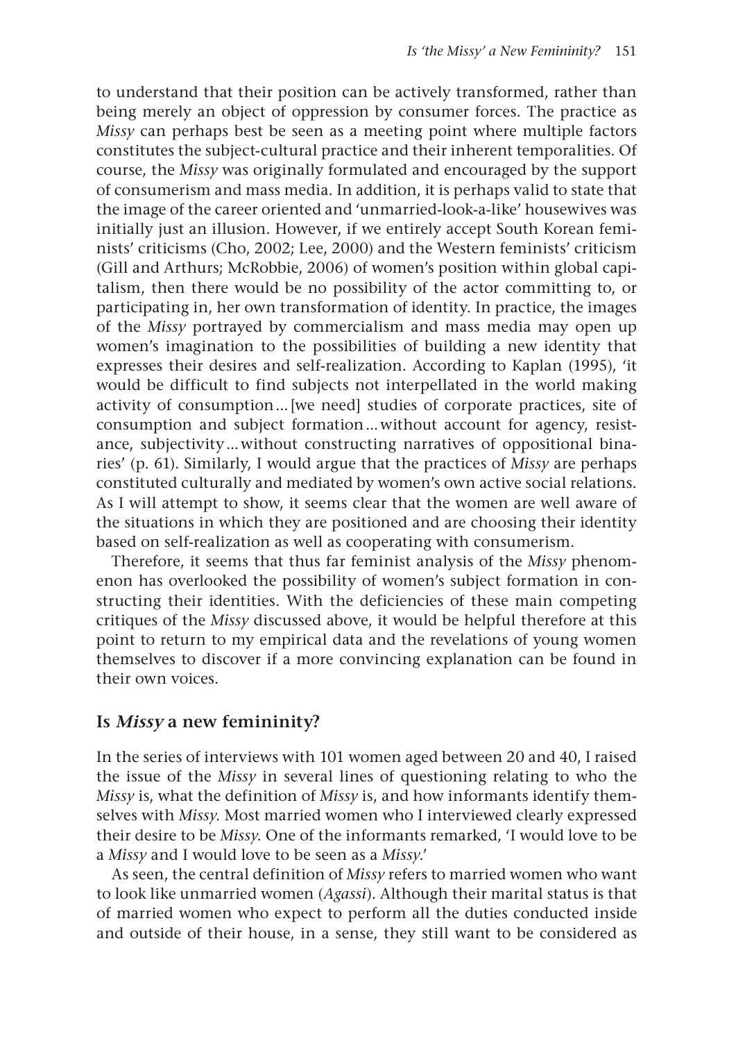to understand that their position can be actively transformed, rather than being merely an object of oppression by consumer forces. The practice as *Missy* can perhaps best be seen as a meeting point where multiple factors constitutes the subject-cultural practice and their inherent temporalities. Of course, the *Missy* was originally formulated and encouraged by the support of consumerism and mass media. In addition, it is perhaps valid to state that the image of the career oriented and 'unmarried-look-a-like' housewives was initially just an illusion. However, if we entirely accept South Korean feminists' criticisms (Cho, 2002; Lee, 2000) and the Western feminists' criticism (Gill and Arthurs; McRobbie, 2006) of women's position within global capitalism, then there would be no possibility of the actor committing to, or participating in, her own transformation of identity. In practice, the images of the *Missy* portrayed by commercialism and mass media may open up women's imagination to the possibilities of building a new identity that expresses their desires and self-realization. According to Kaplan (1995), 'it would be difficult to find subjects not interpellated in the world making activity of consumption ... [we need] studies of corporate practices, site of consumption and subject formation ... without account for agency, resistance, subjectivity ... without constructing narratives of oppositional binaries' (p. 61). Similarly, I would argue that the practices of *Missy* are perhaps constituted culturally and mediated by women's own active social relations. As I will attempt to show, it seems clear that the women are well aware of the situations in which they are positioned and are choosing their identity based on self-realization as well as cooperating with consumerism.

Therefore, it seems that thus far feminist analysis of the *Missy* phenomenon has overlooked the possibility of women's subject formation in constructing their identities. With the deficiencies of these main competing critiques of the *Missy* discussed above, it would be helpful therefore at this point to return to my empirical data and the revelations of young women themselves to discover if a more convincing explanation can be found in their own voices.

## Is *Missy* a new femininity?

In the series of interviews with 101 women aged between 20 and 40, I raised the issue of the *Missy* in several lines of questioning relating to who the *Missy* is, what the definition of *Missy* is, and how informants identify themselves with *Missy*. Most married women who I interviewed clearly expressed their desire to be *Missy*. One of the informants remarked, 'I would love to be a *Missy* and I would love to be seen as a *Missy*.'

As seen, the central definition of *Missy* refers to married women who want to look like unmarried women (*Agassi*). Although their marital status is that of married women who expect to perform all the duties conducted inside and outside of their house, in a sense, they still want to be considered as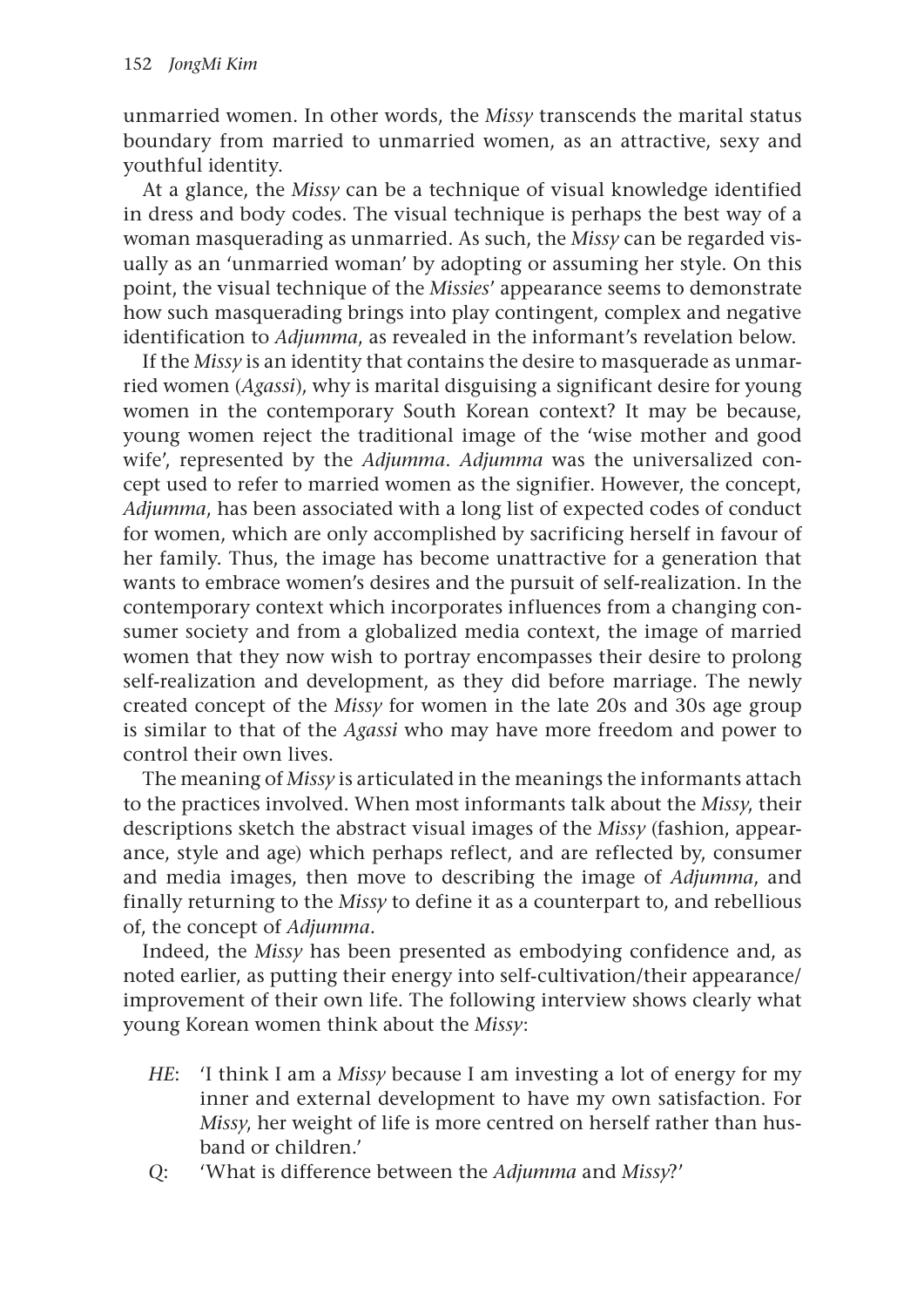unmarried women. In other words, the *Missy* transcends the marital status boundary from married to unmarried women, as an attractive, sexy and youthful identity.

At a glance, the *Missy* can be a technique of visual knowledge identified in dress and body codes. The visual technique is perhaps the best way of a woman masquerading as unmarried. As such, the *Missy* can be regarded visually as an 'unmarried woman' by adopting or assuming her style. On this point, the visual technique of the *Missies*' appearance seems to demonstrate how such masquerading brings into play contingent, complex and negative identification to *Adjumma*, as revealed in the informant's revelation below.

If the *Missy* is an identity that contains the desire to masquerade as unmarried women (*Agassi*), why is marital disguising a significant desire for young women in the contemporary South Korean context? It may be because, young women reject the traditional image of the 'wise mother and good wife', represented by the *Adjumma*. *Adjumma* was the universalized concept used to refer to married women as the signifier. However, the concept, *Adjumma*, has been associated with a long list of expected codes of conduct for women, which are only accomplished by sacrificing herself in favour of her family. Thus, the image has become unattractive for a generation that wants to embrace women's desires and the pursuit of self-realization. In the contemporary context which incorporates influences from a changing consumer society and from a globalized media context, the image of married women that they now wish to portray encompasses their desire to prolong self-realization and development, as they did before marriage. The newly created concept of the *Missy* for women in the late 20s and 30s age group is similar to that of the *Agassi* who may have more freedom and power to control their own lives.

The meaning of *Missy* is articulated in the meanings the informants attach to the practices involved. When most informants talk about the *Missy*, their descriptions sketch the abstract visual images of the *Missy* (fashion, appearance, style and age) which perhaps reflect, and are reflected by, consumer and media images, then move to describing the image of *Adjumma*, and finally returning to the *Missy* to define it as a counterpart to, and rebellious of, the concept of *Adjumma*.

Indeed, the *Missy* has been presented as embodying confidence and, as noted earlier, as putting their energy into self-cultivation/their appearance/improvement of their own life. The following interview shows clearly what young Korean women think about the *Missy*:

*HE*: 'I think I am a *Missy* because I am investing a lot of energy for my inner and external development to have my own satisfaction. For *Missy*, her weight of life is more centred on herself rather than husband or children.'

*Q*: 'What is difference between the *Adjumma* and *Missy*?'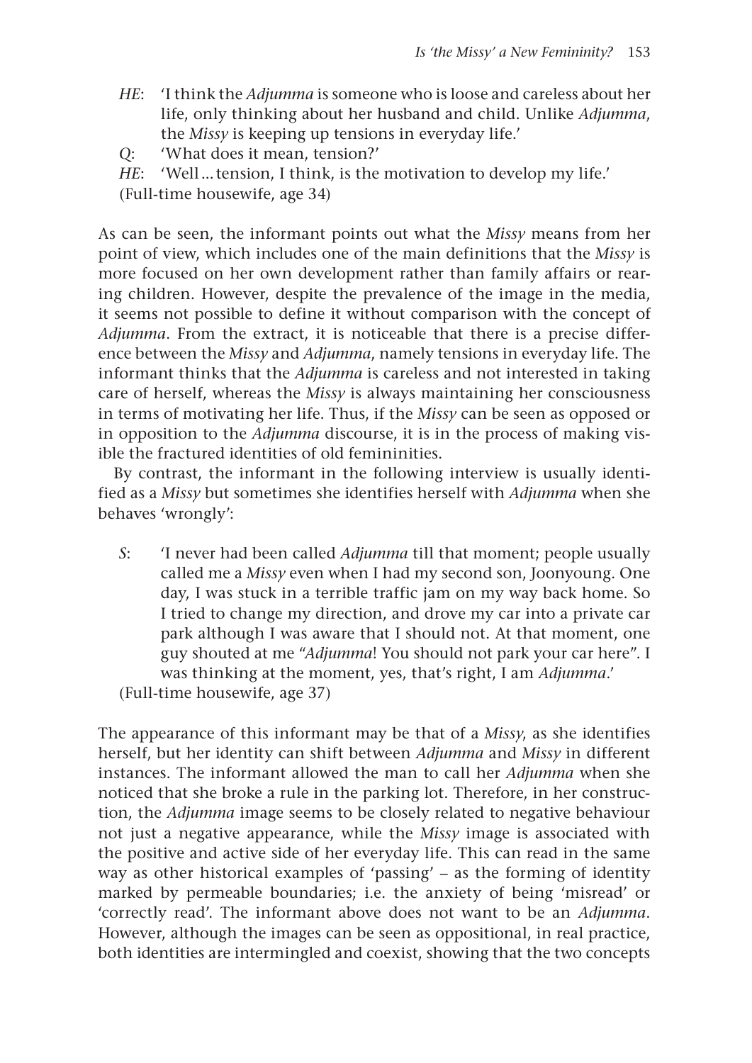*HE*: 'I think the *Adjumma* is someone who is loose and careless about her life, only thinking about her husband and child. Unlike *Adjumma*, the *Missy* is keeping up tensions in everyday life.'

*Q*: 'What does it mean, tension?'

*HE*: 'Well ... tension, I think, is the motivation to develop my life.'

(Full-time housewife, age 34)

As can be seen, the informant points out what the *Missy* means from her point of view, which includes one of the main definitions that the *Missy* is more focused on her own development rather than family affairs or rearing children. However, despite the prevalence of the image in the media, it seems not possible to define it without comparison with the concept of *Adjumma*. From the extract, it is noticeable that there is a precise difference between the *Missy* and *Adjumma*, namely tensions in everyday life. The informant thinks that the *Adjumma* is careless and not interested in taking care of herself, whereas the *Missy* is always maintaining her consciousness in terms of motivating her life. Thus, if the *Missy* can be seen as opposed or in opposition to the *Adjumma* discourse, it is in the process of making visible the fractured identities of old femininities.

By contrast, the informant in the following interview is usually identified as a *Missy* but sometimes she identifies herself with *Adjumma* when she behaves 'wrongly':

*S*: 'I never had been called *Adjumma* till that moment; people usually called me a *Missy* even when I had my second son, Joonyoung. One day, I was stuck in a terrible traffic jam on my way back home. So I tried to change my direction, and drove my car into a private car park although I was aware that I should not. At that moment, one guy shouted at me "*Adjumma*! You should not park your car here". I was thinking at the moment, yes, that's right, I am *Adjumma*.'

(Full-time housewife, age 37)

The appearance of this informant may be that of a *Missy*, as she identifies herself, but her identity can shift between *Adjumma* and *Missy* in different instances. The informant allowed the man to call her *Adjumma* when she noticed that she broke a rule in the parking lot. Therefore, in her construction, the *Adjumma* image seems to be closely related to negative behaviour not just a negative appearance, while the *Missy* image is associated with the positive and active side of her everyday life. This can read in the same way as other historical examples of 'passing' – as the forming of identity marked by permeable boundaries; i.e. the anxiety of being 'misread' or 'correctly read'. The informant above does not want to be an *Adjumma*. However, although the images can be seen as oppositional, in real practice, both identities are intermingled and coexist, showing that the two concepts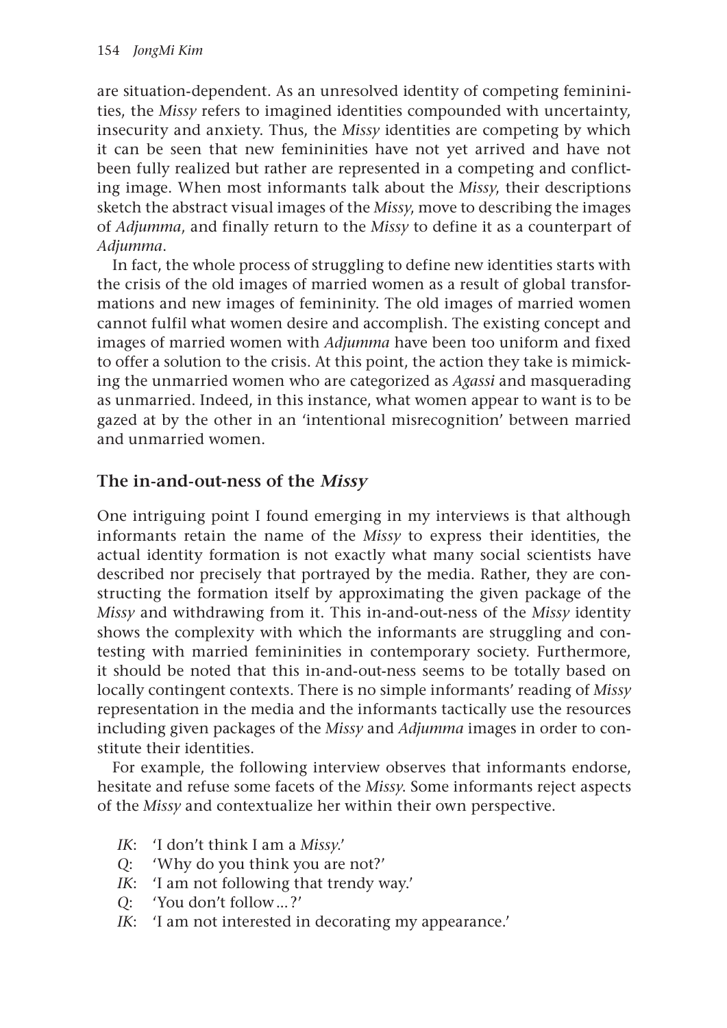are situation-dependent. As an unresolved identity of competing femininities, the *Missy* refers to imagined identities compounded with uncertainty, insecurity and anxiety. Thus, the *Missy* identities are competing by which it can be seen that new femininities have not yet arrived and have not been fully realized but rather are represented in a competing and conflicting image. When most informants talk about the *Missy*, their descriptions sketch the abstract visual images of the *Missy*, move to describing the images of *Adjumma*, and finally return to the *Missy* to define it as a counterpart of *Adjumma*.

In fact, the whole process of struggling to define new identities starts with the crisis of the old images of married women as a result of global transformations and new images of femininity. The old images of married women cannot fulfil what women desire and accomplish. The existing concept and images of married women with *Adjumma* have been too uniform and fixed to offer a solution to the crisis. At this point, the action they take is mimicking the unmarried women who are categorized as *Agassi* and masquerading as unmarried. Indeed, in this instance, what women appear to want is to be gazed at by the other in an 'intentional misrecognition' between married and unmarried women.

## The in-and-out-ness of the *Missy*

One intriguing point I found emerging in my interviews is that although informants retain the name of the *Missy* to express their identities, the actual identity formation is not exactly what many social scientists have described nor precisely that portrayed by the media. Rather, they are constructing the formation itself by approximating the given package of the *Missy* and withdrawing from it. This in-and-out-ness of the *Missy* identity shows the complexity with which the informants are struggling and contesting with married femininities in contemporary society. Furthermore, it should be noted that this in-and-out-ness seems to be totally based on locally contingent contexts. There is no simple informants' reading of *Missy* representation in the media and the informants tactically use the resources including given packages of the *Missy* and *Adjumma* images in order to constitute their identities.

For example, the following interview observes that informants endorse, hesitate and refuse some facets of the *Missy*. Some informants reject aspects of the *Missy* and contextualize her within their own perspective.

> *IK*: 'I don't think I am a *Missy*.'
> *Q*: 'Why do you think you are not?'
> *IK*: 'I am not following that trendy way.'
> *Q*: 'You don't follow ... ?'
> *IK*: 'I am not interested in decorating my appearance.'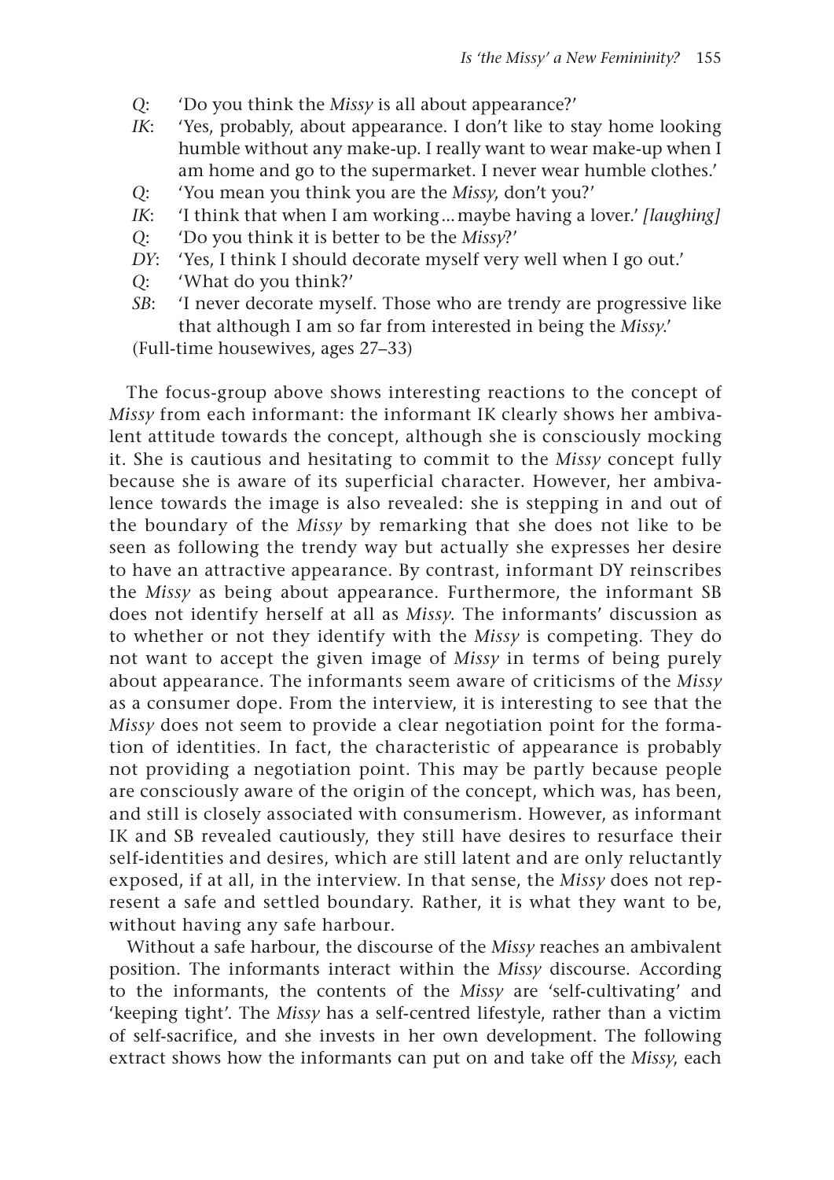*Q*: 'Do you think the *Missy* is all about appearance?'

*IK*: 'Yes, probably, about appearance. I don't like to stay home looking humble without any make-up. I really want to wear make-up when I am home and go to the supermarket. I never wear humble clothes.'

*Q*: 'You mean you think you are the *Missy*, don't you?'

*IK*: 'I think that when I am working ... maybe having a lover.' *[laughing]*

*Q*: 'Do you think it is better to be the *Missy*?'

*DY*: 'Yes, I think I should decorate myself very well when I go out.'

*Q*: 'What do you think?'

*SB*: 'I never decorate myself. Those who are trendy are progressive like that although I am so far from interested in being the *Missy*.'

(Full-time housewives, ages 27–33)

The focus-group above shows interesting reactions to the concept of *Missy* from each informant: the informant IK clearly shows her ambivalent attitude towards the concept, although she is consciously mocking it. She is cautious and hesitating to commit to the *Missy* concept fully because she is aware of its superficial character. However, her ambivalence towards the image is also revealed: she is stepping in and out of the boundary of the *Missy* by remarking that she does not like to be seen as following the trendy way but actually she expresses her desire to have an attractive appearance. By contrast, informant DY reinscribes the *Missy* as being about appearance. Furthermore, the informant SB does not identify herself at all as *Missy*. The informants' discussion as to whether or not they identify with the *Missy* is competing. They do not want to accept the given image of *Missy* in terms of being purely about appearance. The informants seem aware of criticisms of the *Missy* as a consumer dope. From the interview, it is interesting to see that the *Missy* does not seem to provide a clear negotiation point for the formation of identities. In fact, the characteristic of appearance is probably not providing a negotiation point. This may be partly because people are consciously aware of the origin of the concept, which was, has been, and still is closely associated with consumerism. However, as informant IK and SB revealed cautiously, they still have desires to resurface their self-identities and desires, which are still latent and are only reluctantly exposed, if at all, in the interview. In that sense, the *Missy* does not represent a safe and settled boundary. Rather, it is what they want to be, without having any safe harbour.

Without a safe harbour, the discourse of the *Missy* reaches an ambivalent position. The informants interact within the *Missy* discourse. According to the informants, the contents of the *Missy* are 'self-cultivating' and 'keeping tight'. The *Missy* has a self-centred lifestyle, rather than a victim of self-sacrifice, and she invests in her own development. The following extract shows how the informants can put on and take off the *Missy*, each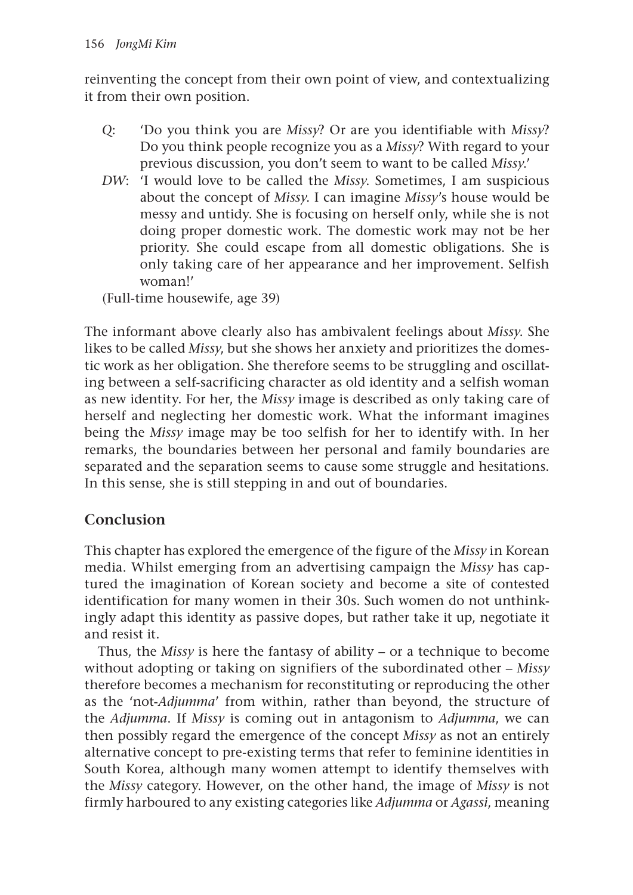reinventing the concept from their own point of view, and contextualizing it from their own position.

> *Q*: 'Do you think you are *Missy*? Or are you identifiable with *Missy*? Do you think people recognize you as a *Missy*? With regard to your previous discussion, you don't seem to want to be called *Missy*.'
>
> *DW*: 'I would love to be called the *Missy*. Sometimes, I am suspicious about the concept of *Missy*. I can imagine *Missy*'s house would be messy and untidy. She is focusing on herself only, while she is not doing proper domestic work. The domestic work may not be her priority. She could escape from all domestic obligations. She is only taking care of her appearance and her improvement. Selfish woman!'
>
> (Full-time housewife, age 39)

The informant above clearly also has ambivalent feelings about *Missy*. She likes to be called *Missy*, but she shows her anxiety and prioritizes the domestic work as her obligation. She therefore seems to be struggling and oscillating between a self-sacrificing character as old identity and a selfish woman as new identity. For her, the *Missy* image is described as only taking care of herself and neglecting her domestic work. What the informant imagines being the *Missy* image may be too selfish for her to identify with. In her remarks, the boundaries between her personal and family boundaries are separated and the separation seems to cause some struggle and hesitations. In this sense, she is still stepping in and out of boundaries.

## Conclusion

This chapter has explored the emergence of the figure of the *Missy* in Korean media. Whilst emerging from an advertising campaign the *Missy* has captured the imagination of Korean society and become a site of contested identification for many women in their 30s. Such women do not unthinkingly adapt this identity as passive dopes, but rather take it up, negotiate it and resist it.

Thus, the *Missy* is here the fantasy of ability – or a technique to become without adopting or taking on signifiers of the subordinated other – *Missy* therefore becomes a mechanism for reconstituting or reproducing the other as the 'not-*Adjumma*' from within, rather than beyond, the structure of the *Adjumma*. If *Missy* is coming out in antagonism to *Adjumma*, we can then possibly regard the emergence of the concept *Missy* as not an entirely alternative concept to pre-existing terms that refer to feminine identities in South Korea, although many women attempt to identify themselves with the *Missy* category. However, on the other hand, the image of *Missy* is not firmly harboured to any existing categories like *Adjumma* or *Agassi*, meaning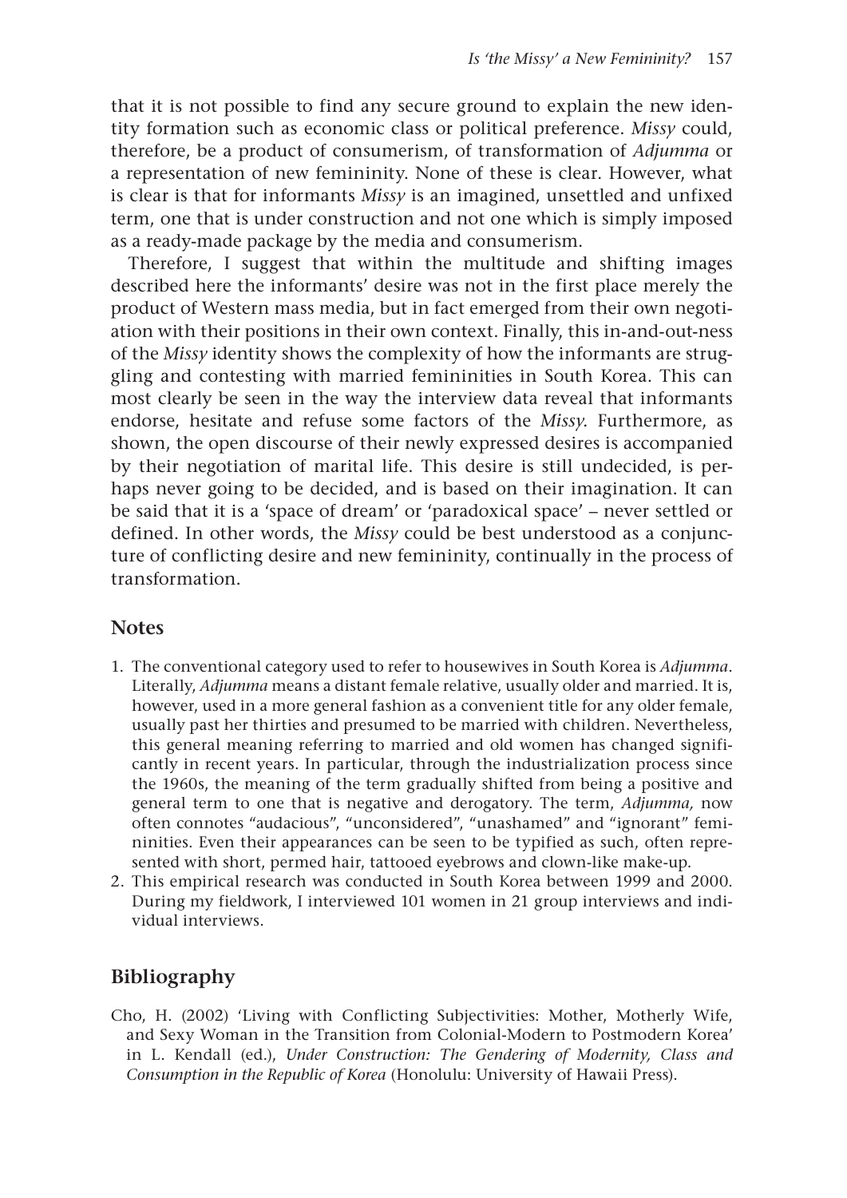that it is not possible to find any secure ground to explain the new identity formation such as economic class or political preference. *Missy* could, therefore, be a product of consumerism, of transformation of *Adjumma* or a representation of new femininity. None of these is clear. However, what is clear is that for informants *Missy* is an imagined, unsettled and unfixed term, one that is under construction and not one which is simply imposed as a ready-made package by the media and consumerism.

Therefore, I suggest that within the multitude and shifting images described here the informants' desire was not in the first place merely the product of Western mass media, but in fact emerged from their own negotiation with their positions in their own context. Finally, this in-and-out-ness of the *Missy* identity shows the complexity of how the informants are struggling and contesting with married femininities in South Korea. This can most clearly be seen in the way the interview data reveal that informants endorse, hesitate and refuse some factors of the *Missy.* Furthermore, as shown, the open discourse of their newly expressed desires is accompanied by their negotiation of marital life. This desire is still undecided, is perhaps never going to be decided, and is based on their imagination. It can be said that it is a 'space of dream' or 'paradoxical space' – never settled or defined. In other words, the *Missy* could be best understood as a conjuncture of conflicting desire and new femininity, continually in the process of transformation.

## Notes

1. The conventional category used to refer to housewives in South Korea is *Adjumma*. Literally, *Adjumma* means a distant female relative, usually older and married. It is, however, used in a more general fashion as a convenient title for any older female, usually past her thirties and presumed to be married with children. Nevertheless, this general meaning referring to married and old women has changed significantly in recent years. In particular, through the industrialization process since the 1960s, the meaning of the term gradually shifted from being a positive and general term to one that is negative and derogatory. The term, *Adjumma,* now often connotes "audacious", "unconsidered", "unashamed" and "ignorant" femininities. Even their appearances can be seen to be typified as such, often represented with short, permed hair, tattooed eyebrows and clown-like make-up.
2. This empirical research was conducted in South Korea between 1999 and 2000. During my fieldwork, I interviewed 101 women in 21 group interviews and individual interviews.

## Bibliography

Cho, H. (2002) 'Living with Conflicting Subjectivities: Mother, Motherly Wife, and Sexy Woman in the Transition from Colonial-Modern to Postmodern Korea' in L. Kendall (ed.), *Under Construction: The Gendering of Modernity, Class and Consumption in the Republic of Korea* (Honolulu: University of Hawaii Press).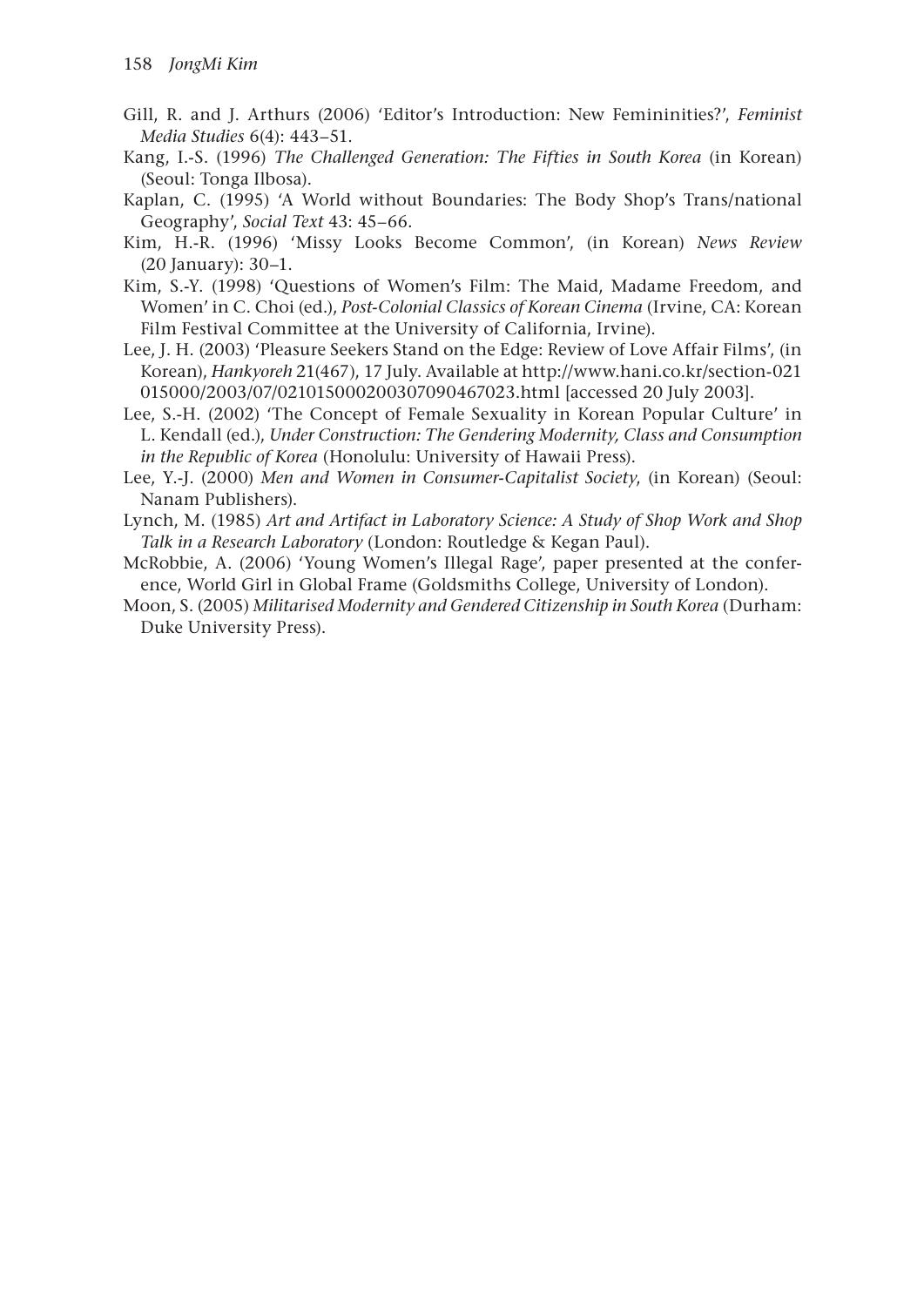Gill, R. and J. Arthurs (2006) 'Editor's Introduction: New Femininities?', *Feminist Media Studies* 6(4): 443–51.

Kang, I.-S. (1996) *The Challenged Generation: The Fifties in South Korea* (in Korean) (Seoul: Tonga Ilbosa).

Kaplan, C. (1995) 'A World without Boundaries: The Body Shop's Trans/national Geography', *Social Text* 43: 45–66.

Kim, H.-R. (1996) 'Missy Looks Become Common', (in Korean) *News Review* (20 January): 30–1.

Kim, S.-Y. (1998) 'Questions of Women's Film: The Maid, Madame Freedom, and Women' in C. Choi (ed.), *Post-Colonial Classics of Korean Cinema* (Irvine, CA: Korean Film Festival Committee at the University of California, Irvine).

Lee, J. H. (2003) 'Pleasure Seekers Stand on the Edge: Review of Love Affair Films', (in Korean), *Hankyoreh* 21(467), 17 July. Available at http://www.hani.co.kr/section-021015000/2003/07/021015000200307090467023.html [accessed 20 July 2003].

Lee, S.-H. (2002) 'The Concept of Female Sexuality in Korean Popular Culture' in L. Kendall (ed.), *Under Construction: The Gendering Modernity, Class and Consumption in the Republic of Korea* (Honolulu: University of Hawaii Press).

Lee, Y.-J. (2000) *Men and Women in Consumer-Capitalist Society*, (in Korean) (Seoul: Nanam Publishers).

Lynch, M. (1985) *Art and Artifact in Laboratory Science: A Study of Shop Work and Shop Talk in a Research Laboratory* (London: Routledge & Kegan Paul).

McRobbie, A. (2006) 'Young Women's Illegal Rage', paper presented at the conference, World Girl in Global Frame (Goldsmiths College, University of London).

Moon, S. (2005) *Militarised Modernity and Gendered Citizenship in South Korea* (Durham: Duke University Press).